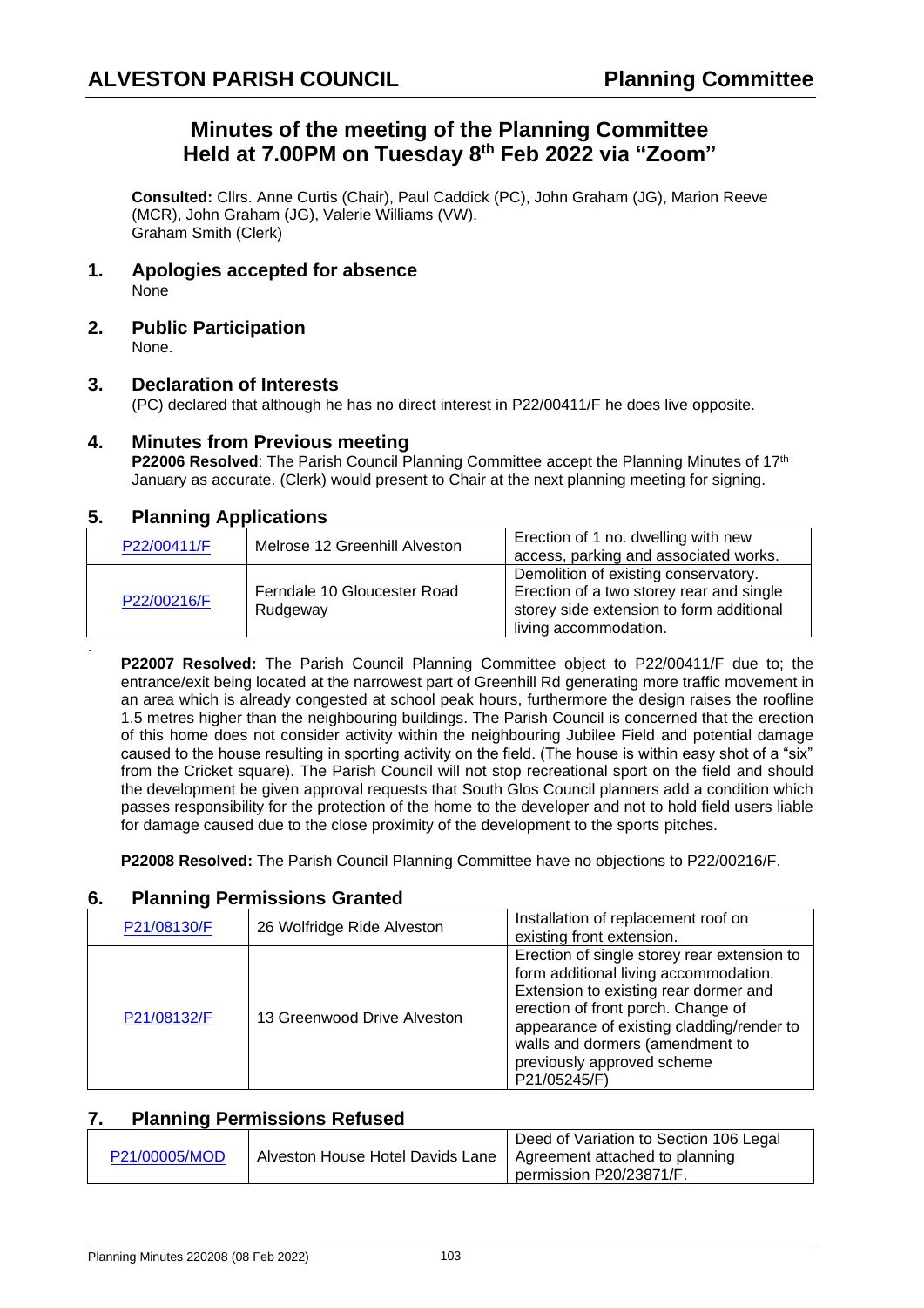# Minutes of the meeting of the Planning Committee Held at 7.00PM on Tuesday 8th Feb 2022 via "Zoom"

**Consulted:** Cllrs. Anne Curtis (Chair), Paul Caddick (PC), John Graham (JG), Marion Reeve (MCR), John Graham (JG), Valerie Williams (VW).
Graham Smith (Clerk)

## 1. Apologies accepted for absence

None

## 2. Public Participation

None.

## 3. Declaration of Interests

(PC) declared that although he has no direct interest in P22/00411/F he does live opposite.

## 4. Minutes from Previous meeting

**P22006 Resolved**: The Parish Council Planning Committee accept the Planning Minutes of 17th January as accurate. (Clerk) would present to Chair at the next planning meeting for signing.

## 5. Planning Applications

| P22/00411/F | Melrose 12 Greenhill Alveston | Erection of 1 no. dwelling with new access, parking and associated works. |
|---|---|---|
| P22/00216/F | Ferndale 10 Gloucester Road Rudgeway | Demolition of existing conservatory. Erection of a two storey rear and single storey side extension to form additional living accommodation. |

**P22007 Resolved:** The Parish Council Planning Committee object to P22/00411/F due to; the entrance/exit being located at the narrowest part of Greenhill Rd generating more traffic movement in an area which is already congested at school peak hours, furthermore the design raises the roofline 1.5 metres higher than the neighbouring buildings. The Parish Council is concerned that the erection of this home does not consider activity within the neighbouring Jubilee Field and potential damage caused to the house resulting in sporting activity on the field. (The house is within easy shot of a "six" from the Cricket square). The Parish Council will not stop recreational sport on the field and should the development be given approval requests that South Glos Council planners add a condition which passes responsibility for the protection of the home to the developer and not to hold field users liable for damage caused due to the close proximity of the development to the sports pitches.

**P22008 Resolved:** The Parish Council Planning Committee have no objections to P22/00216/F.

## 6. Planning Permissions Granted

| P21/08130/F | 26 Wolfridge Ride Alveston | Installation of replacement roof on existing front extension. |
|---|---|---|
| P21/08132/F | 13 Greenwood Drive Alveston | Erection of single storey rear extension to form additional living accommodation. Extension to existing rear dormer and erection of front porch. Change of appearance of existing cladding/render to walls and dormers (amendment to previously approved scheme P21/05245/F) |

## 7. Planning Permissions Refused

| P21/00005/MOD | Alveston House Hotel Davids Lane | Deed of Variation to Section 106 Legal Agreement attached to planning permission P20/23871/F. |
|---|---|---|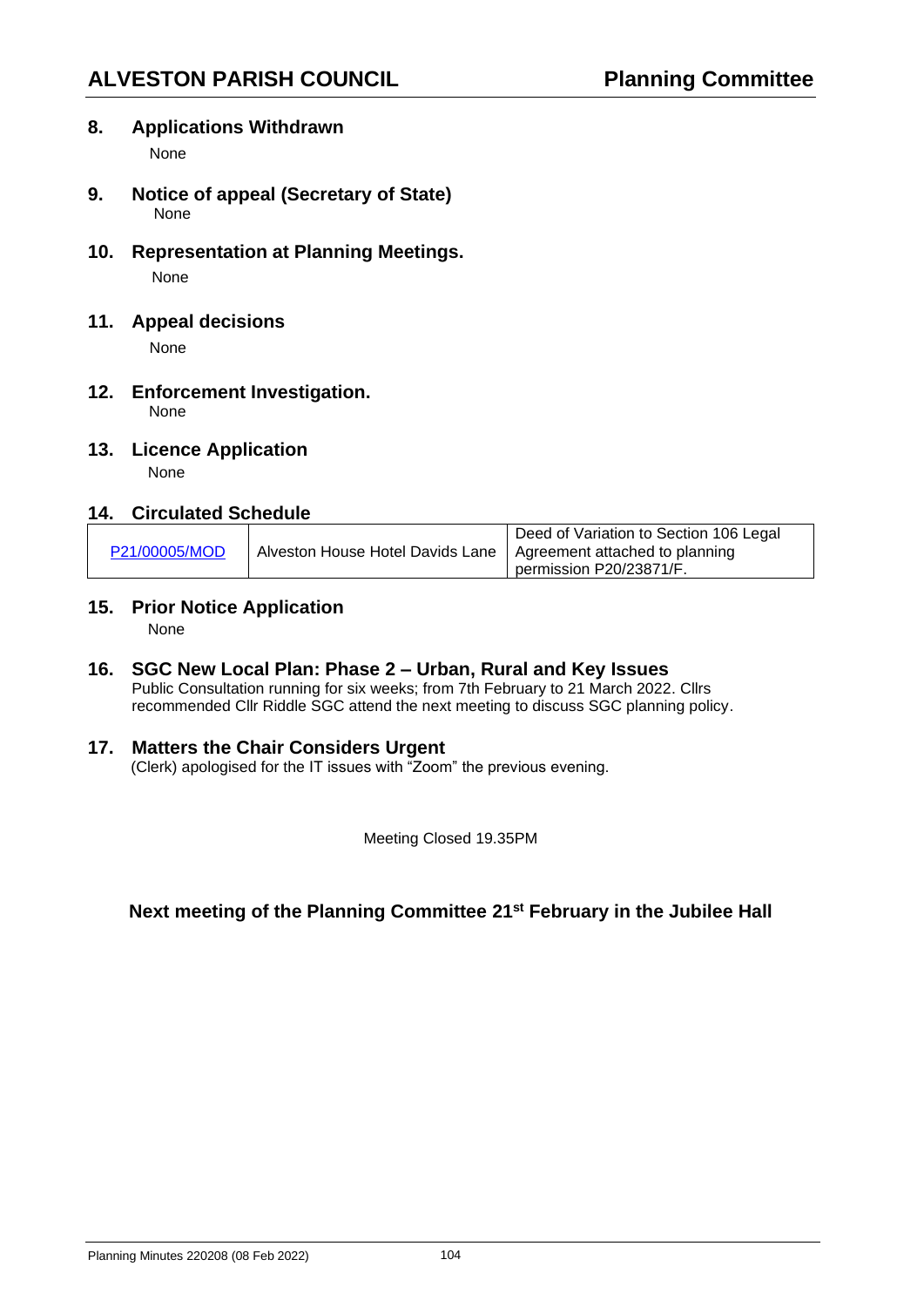## 8. Applications Withdrawn

None

## 9. Notice of appeal (Secretary of State)

None

## 10. Representation at Planning Meetings.

None

## 11. Appeal decisions

None

## 12. Enforcement Investigation.

None

## 13. Licence Application

None

## 14. Circulated Schedule

| | | |
|---|---|---|
| P21/00005/MOD | Alveston House Hotel Davids Lane | Deed of Variation to Section 106 Legal Agreement attached to planning permission P20/23871/F. |

## 15. Prior Notice Application

None

## 16. SGC New Local Plan: Phase 2 – Urban, Rural and Key Issues

Public Consultation running for six weeks; from 7th February to 21 March 2022. Cllrs recommended Cllr Riddle SGC attend the next meeting to discuss SGC planning policy.

## 17. Matters the Chair Considers Urgent

(Clerk) apologised for the IT issues with "Zoom" the previous evening.

Meeting Closed 19.35PM

**Next meeting of the Planning Committee 21st February in the Jubilee Hall**